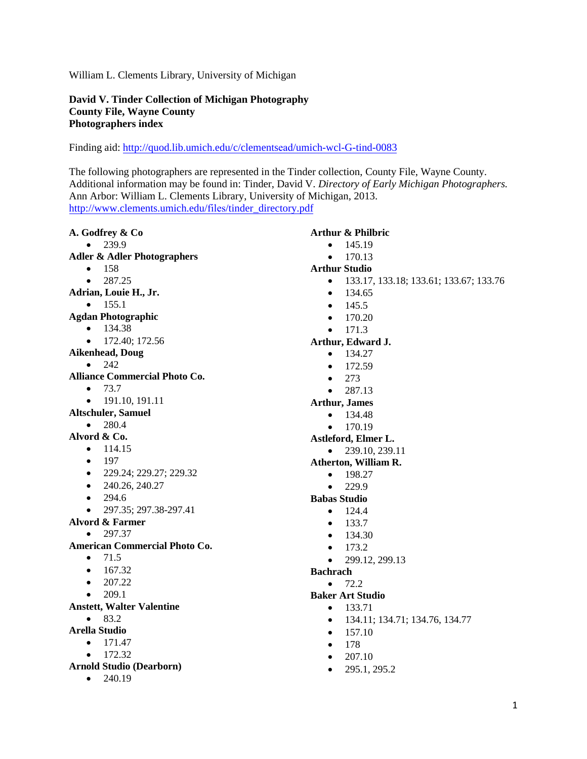William L. Clements Library, University of Michigan

**David V. Tinder Collection of Michigan Photography**
**County File, Wayne County**
**Photographers index**

Finding aid: [http://quod.lib.umich.edu/c/clementsead/umich-wcl-G-tind-0083](http://quod.lib.umich.edu/c/clementsead/umich-wcl-G-tind-0083)

The following photographers are represented in the Tinder collection, County File, Wayne County. Additional information may be found in: Tinder, David V. *Directory of Early Michigan Photographers.* Ann Arbor: William L. Clements Library, University of Michigan, 2013. [http://www.clements.umich.edu/files/tinder_directory.pdf](http://www.clements.umich.edu/files/tinder_directory.pdf)

**A. Godfrey & Co**
- 239.9

**Adler & Adler Photographers**
- 158
- 287.25

**Adrian, Louie H., Jr.**
- 155.1

**Agdan Photographic**
- 134.38
- 172.40; 172.56

**Aikenhead, Doug**
- 242

**Alliance Commercial Photo Co.**
- 73.7
- 191.10, 191.11

**Altschuler, Samuel**
- 280.4

**Alvord & Co.**
- 114.15
- 197
- 229.24; 229.27; 229.32
- 240.26, 240.27
- 294.6
- 297.35; 297.38-297.41

**Alvord & Farmer**
- 297.37

**American Commercial Photo Co.**
- 71.5
- 167.32
- 207.22
- 209.1

**Anstett, Walter Valentine**
- 83.2

**Arella Studio**
- 171.47
- 172.32

**Arnold Studio (Dearborn)**
- 240.19

**Arthur & Philbric**
- 145.19
- 170.13

**Arthur Studio**
- 133.17, 133.18; 133.61; 133.67; 133.76
- 134.65
- 145.5
- 170.20
- 171.3

**Arthur, Edward J.**
- 134.27
- 172.59
- 273
- 287.13

**Arthur, James**
- 134.48
- 170.19

**Astleford, Elmer L.**
- 239.10, 239.11

**Atherton, William R.**
- 198.27
- 229.9

**Babas Studio**
- 124.4
- 133.7
- 134.30
- 173.2
- 299.12, 299.13

**Bachrach**
- 72.2

**Baker Art Studio**
- 133.71
- 134.11; 134.71; 134.76, 134.77
- 157.10
- 178
- 207.10
- 295.1, 295.2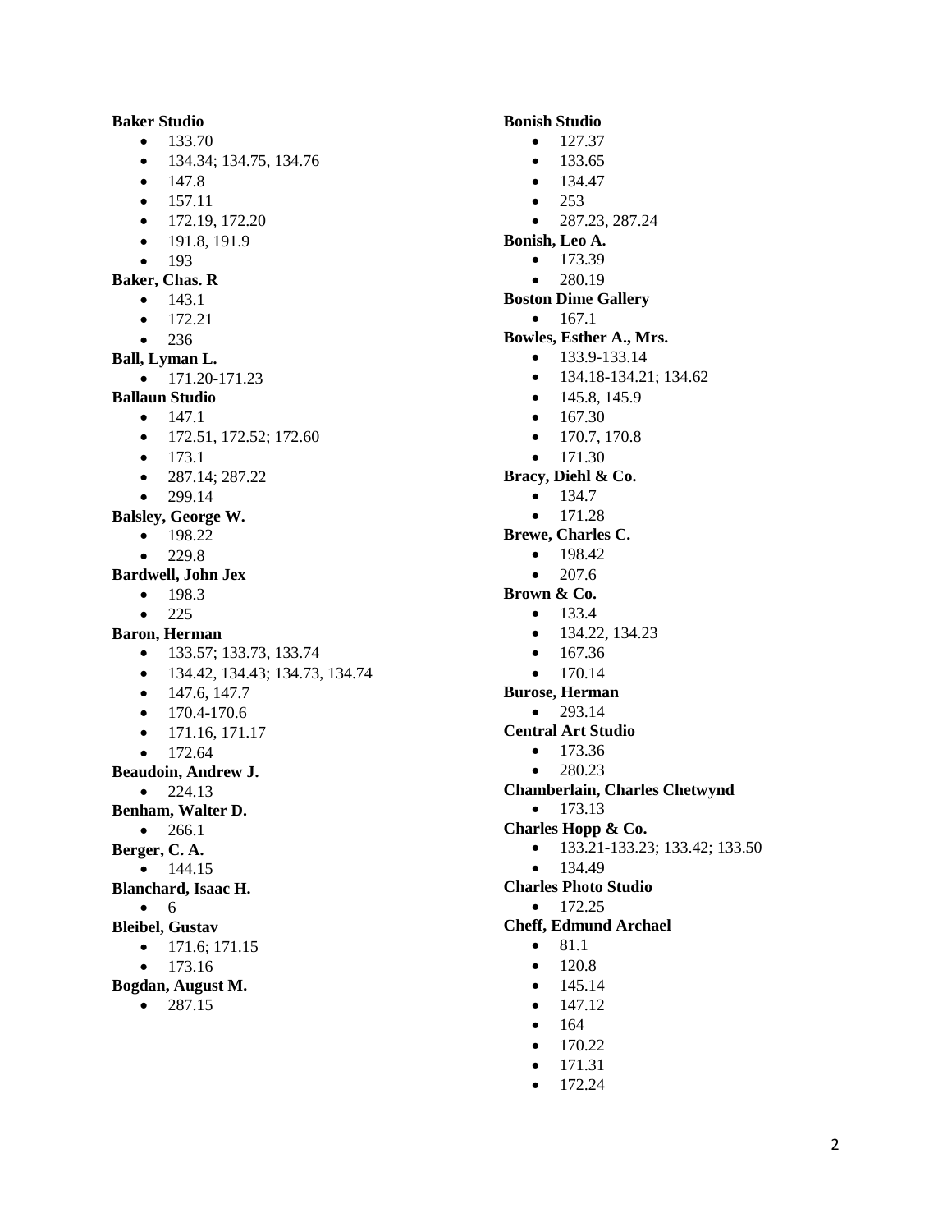**Baker Studio**

- 133.70
- 134.34; 134.75, 134.76
- 147.8
- 157.11
- 172.19, 172.20
- 191.8, 191.9
- 193

**Baker, Chas. R**

- 143.1
- 172.21
- 236

**Ball, Lyman L.**

- 171.20-171.23

**Ballaun Studio**

- 147.1
- 172.51, 172.52; 172.60
- 173.1
- 287.14; 287.22
- 299.14

**Balsley, George W.**

- 198.22
- 229.8

**Bardwell, John Jex**

- 198.3
- 225

**Baron, Herman**

- 133.57; 133.73, 133.74
- 134.42, 134.43; 134.73, 134.74
- 147.6, 147.7
- 170.4-170.6
- 171.16, 171.17
- 172.64

**Beaudoin, Andrew J.**

- 224.13

**Benham, Walter D.**

- 266.1

**Berger, C. A.**

- 144.15

**Blanchard, Isaac H.**

- 6

**Bleibel, Gustav**

- 171.6; 171.15
- 173.16

**Bogdan, August M.**

- 287.15

**Bonish Studio**

- 127.37
- 133.65
- 134.47
- 253
- 287.23, 287.24

**Bonish, Leo A.**

- 173.39
- 280.19

**Boston Dime Gallery**

- 167.1

**Bowles, Esther A., Mrs.**

- 133.9-133.14
- 134.18-134.21; 134.62
- 145.8, 145.9
- 167.30
- 170.7, 170.8
- 171.30

**Bracy, Diehl & Co.**

- 134.7
- 171.28

**Brewe, Charles C.**

- 198.42
- 207.6

**Brown & Co.**

- 133.4
- 134.22, 134.23
- 167.36
- 170.14

**Burose, Herman**

- 293.14

**Central Art Studio**

- 173.36
- 280.23

**Chamberlain, Charles Chetwynd**

- 173.13

**Charles Hopp & Co.**

- 133.21-133.23; 133.42; 133.50
- 134.49

**Charles Photo Studio**

- 172.25

**Cheff, Edmund Archael**

- 81.1
- 120.8
- 145.14
- 147.12
- 164
- 170.22
- 171.31
- 172.24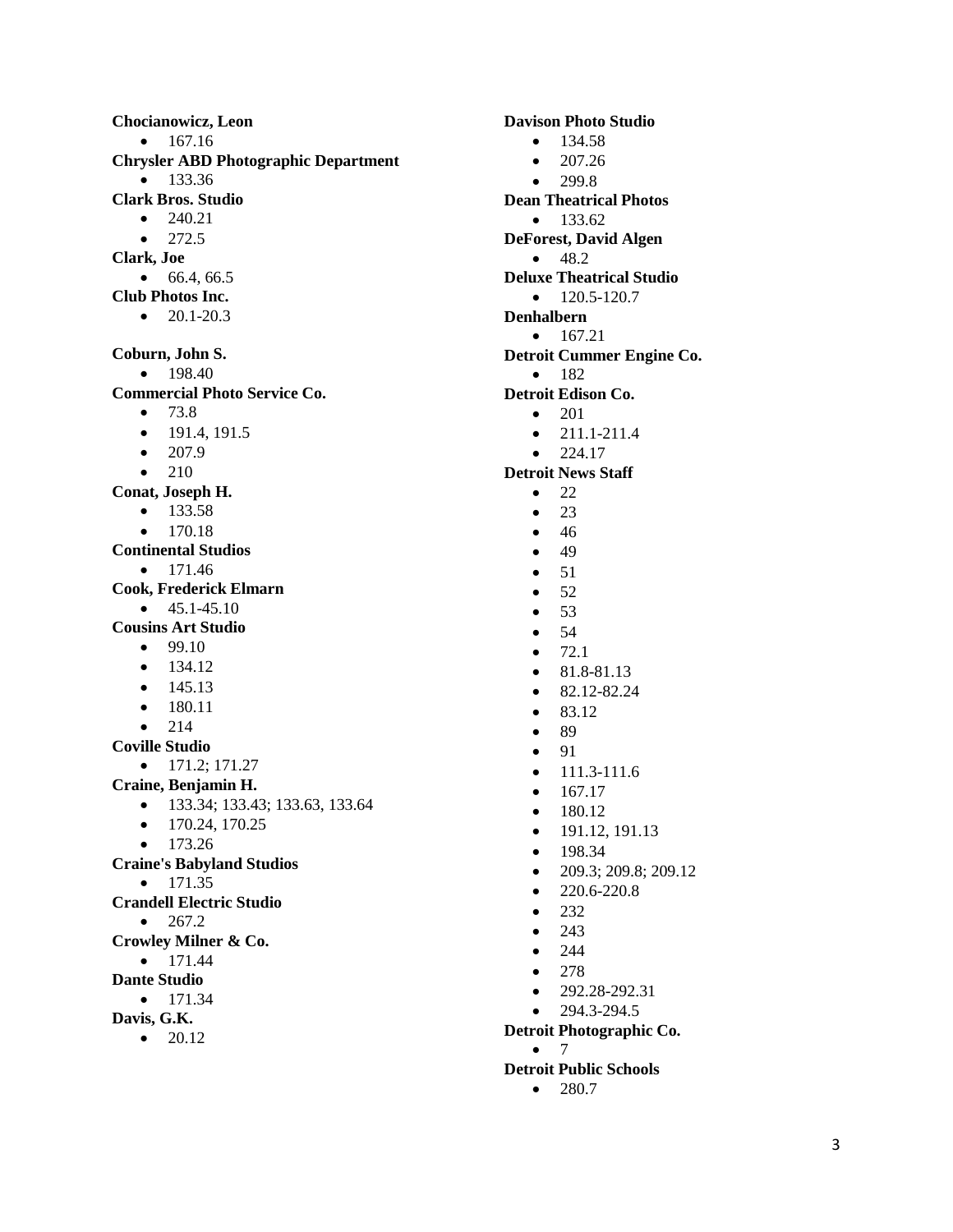**Chocianowicz, Leon**

- 167.16

**Chrysler ABD Photographic Department**

- 133.36

**Clark Bros. Studio**

- 240.21
- 272.5

**Clark, Joe**

- 66.4, 66.5

**Club Photos Inc.**

- 20.1-20.3

**Coburn, John S.**

- 198.40

**Commercial Photo Service Co.**

- 73.8
- 191.4, 191.5
- 207.9
- 210

**Conat, Joseph H.**

- 133.58
- 170.18

**Continental Studios**

- 171.46

**Cook, Frederick Elmarn**

- 45.1-45.10

**Cousins Art Studio**

- 99.10
- 134.12
- 145.13
- 180.11
- 214

**Coville Studio**

- 171.2; 171.27

**Craine, Benjamin H.**

- 133.34; 133.43; 133.63, 133.64
- 170.24, 170.25
- 173.26

**Craine's Babyland Studios**

- 171.35

**Crandell Electric Studio**

- 267.2

**Crowley Milner & Co.**

- 171.44

**Dante Studio**

- 171.34

**Davis, G.K.**

- 20.12

**Davison Photo Studio**

- 134.58
- 207.26
- 299.8

**Dean Theatrical Photos**

- 133.62

**DeForest, David Algen**

- 48.2

**Deluxe Theatrical Studio**

- 120.5-120.7

**Denhalbern**

- 167.21

**Detroit Cummer Engine Co.**

- 182

**Detroit Edison Co.**

- 201
- 211.1-211.4
- 224.17

**Detroit News Staff**

- 22
- 23
- 46
- 49
- 51
- 52
- 53
- 54
- 72.1
- 81.8-81.13
- 82.12-82.24
- 83.12
- 89
- 91
- 111.3-111.6
- 167.17
- 180.12
- 191.12, 191.13
- 198.34
- 209.3; 209.8; 209.12
- 220.6-220.8
- 232
- 243
- 244
- 278
- 292.28-292.31
- 294.3-294.5

**Detroit Photographic Co.**

- 7

**Detroit Public Schools**

- 280.7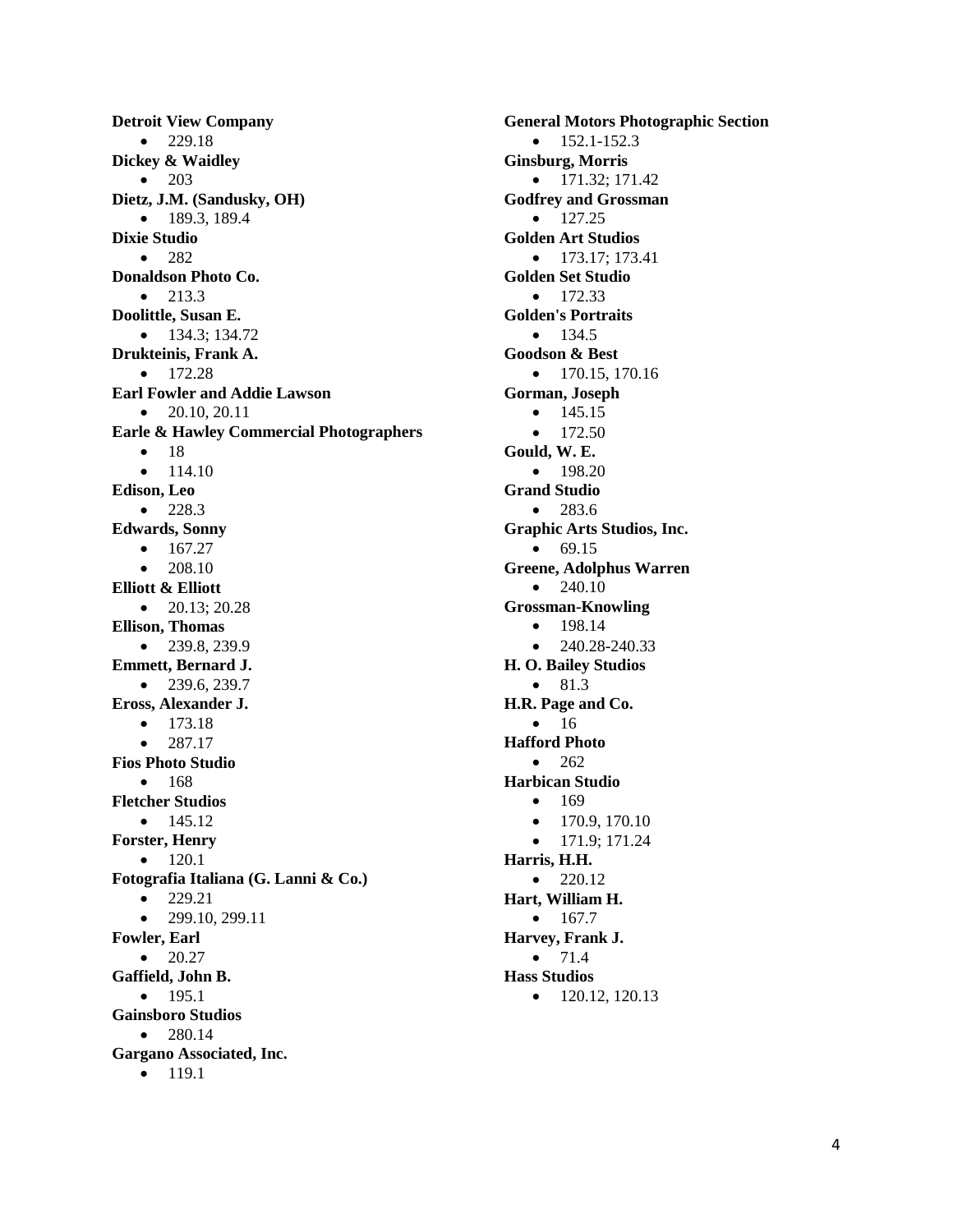**Detroit View Company**

- 229.18

**Dickey & Waidley**

- 203

**Dietz, J.M. (Sandusky, OH)**

- 189.3, 189.4

**Dixie Studio**

- 282

**Donaldson Photo Co.**

- 213.3

**Doolittle, Susan E.**

- 134.3; 134.72

**Drukteinis, Frank A.**

- 172.28

**Earl Fowler and Addie Lawson**

- 20.10, 20.11

**Earle & Hawley Commercial Photographers**

- 18
- 114.10

**Edison, Leo**

- 228.3

**Edwards, Sonny**

- 167.27
- 208.10

**Elliott & Elliott**

- 20.13; 20.28

**Ellison, Thomas**

- 239.8, 239.9

**Emmett, Bernard J.**

- 239.6, 239.7

**Eross, Alexander J.**

- 173.18
- 287.17

**Fios Photo Studio**

- 168

**Fletcher Studios**

- 145.12

**Forster, Henry**

- 120.1

**Fotografia Italiana (G. Lanni & Co.)**

- 229.21
- 299.10, 299.11

**Fowler, Earl**

- 20.27

**Gaffield, John B.**

- 195.1

**Gainsboro Studios**

- 280.14

**Gargano Associated, Inc.**

- 119.1

**General Motors Photographic Section**

- 152.1-152.3

**Ginsburg, Morris**

- 171.32; 171.42

**Godfrey and Grossman**

- 127.25

**Golden Art Studios**

- 173.17; 173.41

**Golden Set Studio**

- 172.33

**Golden's Portraits**

- 134.5

**Goodson & Best**

- 170.15, 170.16

**Gorman, Joseph**

- 145.15
- 172.50

**Gould, W. E.**

- 198.20

**Grand Studio**

- 283.6

**Graphic Arts Studios, Inc.**

- 69.15

**Greene, Adolphus Warren**

- 240.10

**Grossman-Knowling**

- 198.14
- 240.28-240.33

**H. O. Bailey Studios**

- 81.3

**H.R. Page and Co.**

- 16

**Hafford Photo**

- 262

**Harbican Studio**

- 169
- 170.9, 170.10
- 171.9; 171.24

**Harris, H.H.**

- 220.12

**Hart, William H.**

- 167.7

**Harvey, Frank J.**

- 71.4

**Hass Studios**

- 120.12, 120.13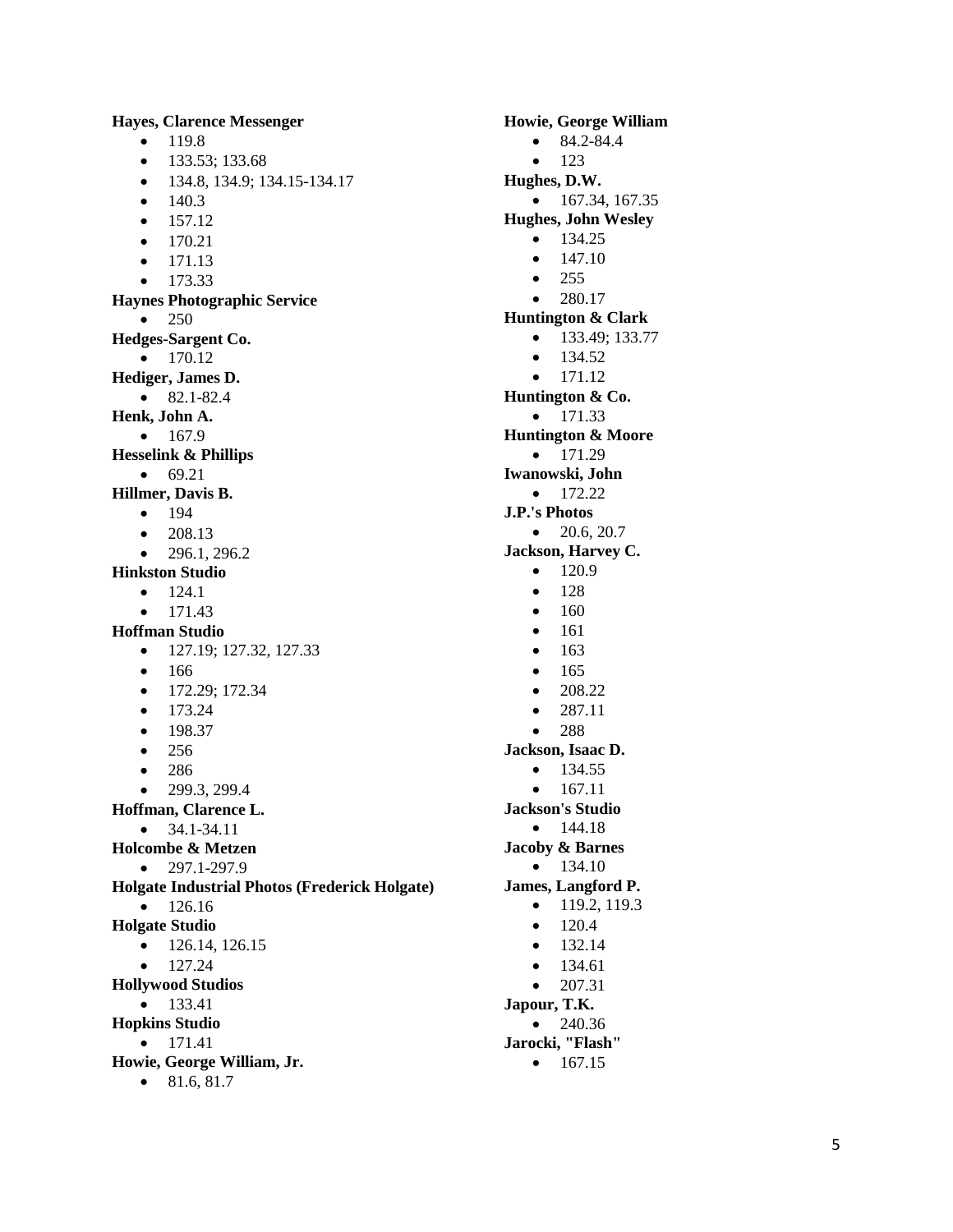**Hayes, Clarence Messenger**

- 119.8
- 133.53; 133.68
- 134.8, 134.9; 134.15-134.17
- 140.3
- 157.12
- 170.21
- 171.13
- 173.33

**Haynes Photographic Service**

- 250

**Hedges-Sargent Co.**

- 170.12

**Hediger, James D.**

- 82.1-82.4

**Henk, John A.**

- 167.9

**Hesselink & Phillips**

- 69.21

**Hillmer, Davis B.**

- 194
- 208.13
- 296.1, 296.2

**Hinkston Studio**

- 124.1
- 171.43

**Hoffman Studio**

- 127.19; 127.32, 127.33
- 166
- 172.29; 172.34
- 173.24
- 198.37
- 256
- 286
- 299.3, 299.4

**Hoffman, Clarence L.**

- 34.1-34.11

**Holcombe & Metzen**

- 297.1-297.9

**Holgate Industrial Photos (Frederick Holgate)**

- 126.16

**Holgate Studio**

- 126.14, 126.15
- 127.24

**Hollywood Studios**

- 133.41

**Hopkins Studio**

- 171.41

**Howie, George William, Jr.**

- 81.6, 81.7

**Howie, George William**

- 84.2-84.4
- 123

**Hughes, D.W.**

- 167.34, 167.35

**Hughes, John Wesley**

- 134.25
- 147.10
- 255
- 280.17

**Huntington & Clark**

- 133.49; 133.77
- 134.52
- 171.12

**Huntington & Co.**

- 171.33

**Huntington & Moore**

- 171.29

**Iwanowski, John**

- 172.22

**J.P.'s Photos**

- 20.6, 20.7

**Jackson, Harvey C.**

- 120.9
- 128
- 160
- 161
- 163
- 165
- 208.22
- 287.11
- 288

**Jackson, Isaac D.**

- 134.55
- 167.11

**Jackson's Studio**

- 144.18

**Jacoby & Barnes**

- 134.10

**James, Langford P.**

- 119.2, 119.3
- 120.4
- 132.14
- 134.61
- 207.31

**Japour, T.K.**

- 240.36

**Jarocki, "Flash"**

- 167.15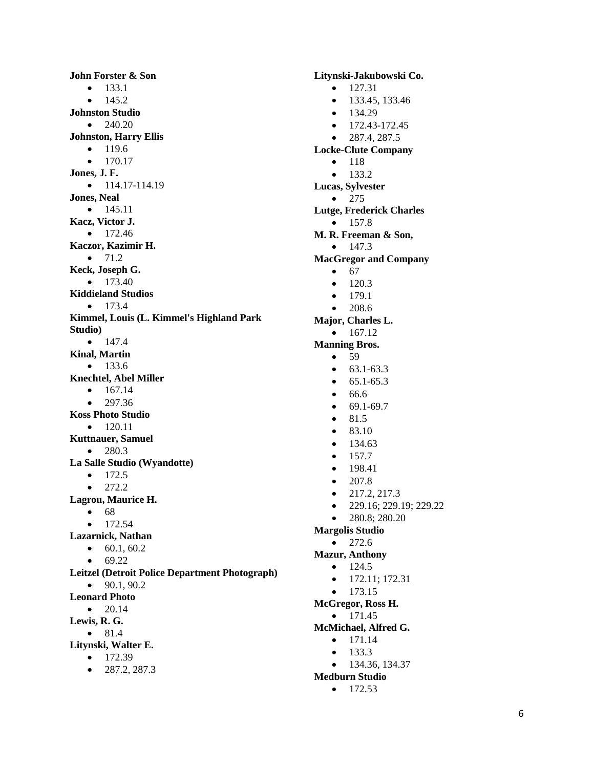**John Forster & Son**

- 133.1
- 145.2

**Johnston Studio**

- 240.20

**Johnston, Harry Ellis**

- 119.6
- 170.17

**Jones, J. F.**

- 114.17-114.19

**Jones, Neal**

- 145.11

**Kacz, Victor J.**

- 172.46

**Kaczor, Kazimir H.**

- 71.2

**Keck, Joseph G.**

- 173.40

**Kiddieland Studios**

- 173.4

**Kimmel, Louis (L. Kimmel's Highland Park Studio)**

- 147.4

**Kinal, Martin**

- 133.6

**Knechtel, Abel Miller**

- 167.14
- 297.36

**Koss Photo Studio**

- 120.11

**Kuttnauer, Samuel**

- 280.3

**La Salle Studio (Wyandotte)**

- 172.5
- 272.2

**Lagrou, Maurice H.**

- 68
- 172.54

**Lazarnick, Nathan**

- 60.1, 60.2
- 69.22

**Leitzel (Detroit Police Department Photograph)**

- 90.1, 90.2

**Leonard Photo**

- 20.14

**Lewis, R. G.**

- 81.4

**Litynski, Walter E.**

- 172.39
- 287.2, 287.3

**Litynski-Jakubowski Co.**

- 127.31
- 133.45, 133.46
- 134.29
- 172.43-172.45
- 287.4, 287.5

**Locke-Clute Company**

- 118
- 133.2

**Lucas, Sylvester**

- 275

**Lutge, Frederick Charles**

- 157.8

**M. R. Freeman & Son,**

- 147.3

**MacGregor and Company**

- 67
- 120.3
- 179.1
- 208.6

**Major, Charles L.**

- 167.12

**Manning Bros.**

- 59
- 63.1-63.3
- 65.1-65.3
- 66.6
- 69.1-69.7
- 81.5
- 83.10
- 134.63
- 157.7
- 198.41
- 207.8
- 217.2, 217.3
- 229.16; 229.19; 229.22
- 280.8; 280.20

**Margolis Studio**

- 272.6

**Mazur, Anthony**

- 124.5
- 172.11; 172.31
- 173.15

**McGregor, Ross H.**

- 171.45

**McMichael, Alfred G.**

- 171.14
- 133.3
- 134.36, 134.37

**Medburn Studio**

- 172.53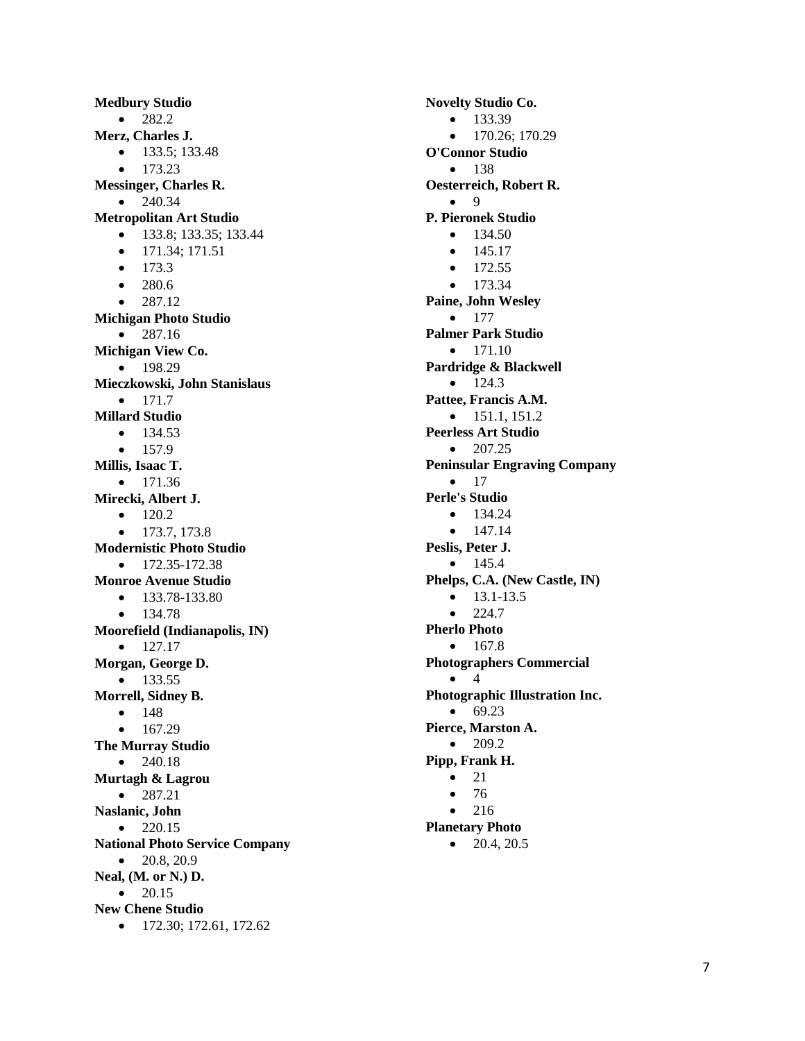**Medbury Studio**

- 282.2

**Merz, Charles J.**

- 133.5; 133.48
- 173.23

**Messinger, Charles R.**

- 240.34

**Metropolitan Art Studio**

- 133.8; 133.35; 133.44
- 171.34; 171.51
- 173.3
- 280.6
- 287.12

**Michigan Photo Studio**

- 287.16

**Michigan View Co.**

- 198.29

**Mieczkowski, John Stanislaus**

- 171.7

**Millard Studio**

- 134.53
- 157.9

**Millis, Isaac T.**

- 171.36

**Mirecki, Albert J.**

- 120.2
- 173.7, 173.8

**Modernistic Photo Studio**

- 172.35-172.38

**Monroe Avenue Studio**

- 133.78-133.80
- 134.78

**Moorefield (Indianapolis, IN)**

- 127.17

**Morgan, George D.**

- 133.55

**Morrell, Sidney B.**

- 148
- 167.29

**The Murray Studio**

- 240.18

**Murtagh & Lagrou**

- 287.21

**Naslanic, John**

- 220.15

**National Photo Service Company**

- 20.8, 20.9

**Neal, (M. or N.) D.**

- 20.15

**New Chene Studio**

- 172.30; 172.61, 172.62

**Novelty Studio Co.**

- 133.39
- 170.26; 170.29

**O'Connor Studio**

- 138

**Oesterreich, Robert R.**

- 9

**P. Pieronek Studio**

- 134.50
- 145.17
- 172.55
- 173.34

**Paine, John Wesley**

- 177

**Palmer Park Studio**

- 171.10

**Pardridge & Blackwell**

- 124.3

**Pattee, Francis A.M.**

- 151.1, 151.2

**Peerless Art Studio**

- 207.25

**Peninsular Engraving Company**

- 17

**Perle's Studio**

- 134.24
- 147.14

**Peslis, Peter J.**

- 145.4

**Phelps, C.A. (New Castle, IN)**

- 13.1-13.5
- 224.7

**Pherlo Photo**

- 167.8

**Photographers Commercial**

- 4

**Photographic Illustration Inc.**

- 69.23

**Pierce, Marston A.**

- 209.2

**Pipp, Frank H.**

- 21
- 76
- 216

**Planetary Photo**

- 20.4, 20.5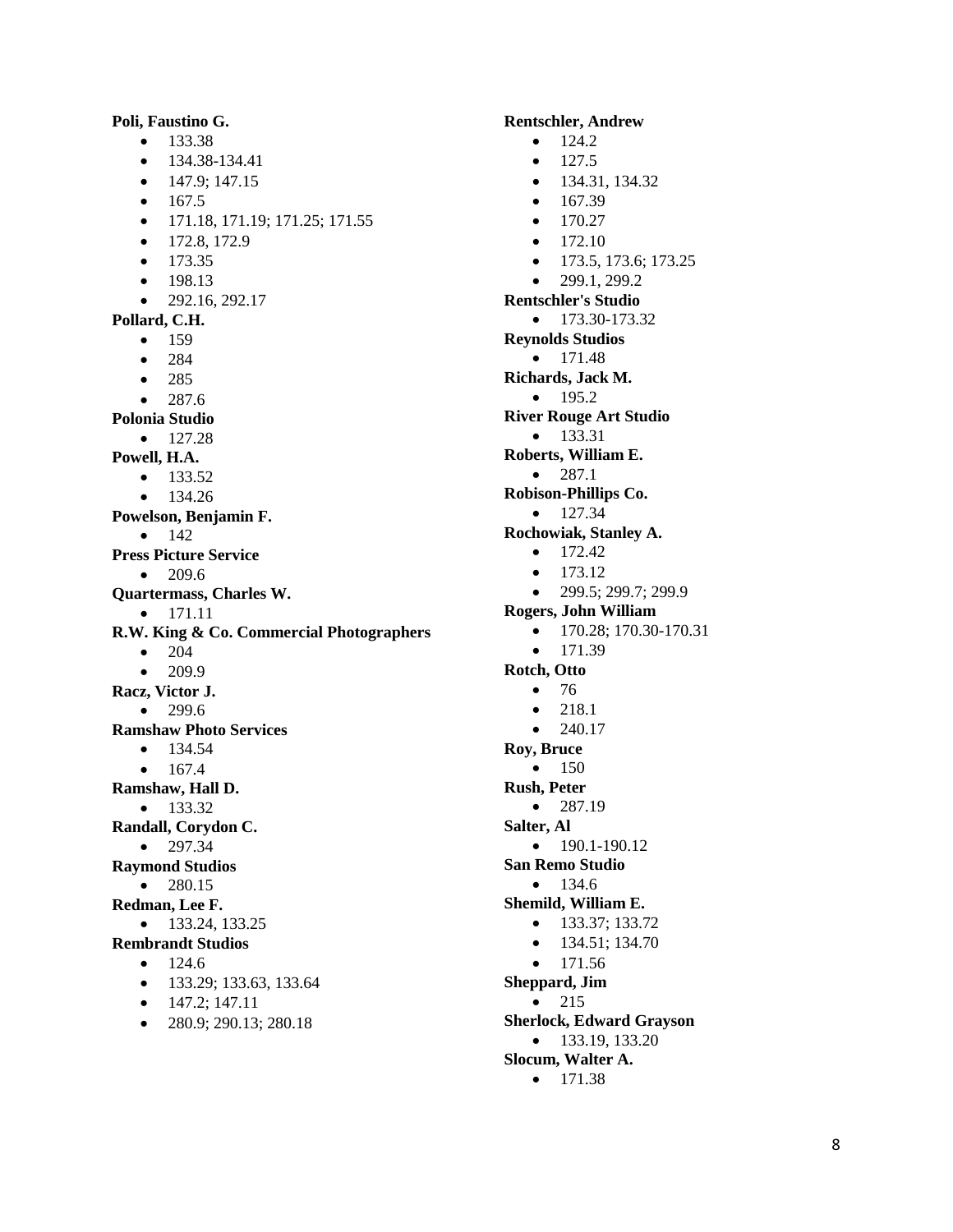**Poli, Faustino G.**

- 133.38
- 134.38-134.41
- 147.9; 147.15
- 167.5
- 171.18, 171.19; 171.25; 171.55
- 172.8, 172.9
- 173.35
- 198.13
- 292.16, 292.17

**Pollard, C.H.**

- 159
- 284
- 285
- 287.6

**Polonia Studio**

- 127.28

**Powell, H.A.**

- 133.52
- 134.26

**Powelson, Benjamin F.**

- 142

**Press Picture Service**

- 209.6

**Quartermass, Charles W.**

- 171.11

**R.W. King & Co. Commercial Photographers**

- 204
- 209.9

**Racz, Victor J.**

- 299.6

**Ramshaw Photo Services**

- 134.54
- 167.4

**Ramshaw, Hall D.**

- 133.32

**Randall, Corydon C.**

- 297.34

**Raymond Studios**

- 280.15

**Redman, Lee F.**

- 133.24, 133.25

**Rembrandt Studios**

- 124.6
- 133.29; 133.63, 133.64
- 147.2; 147.11
- 280.9; 290.13; 280.18

**Rentschler, Andrew**

- 124.2
- 127.5
- 134.31, 134.32
- 167.39
- 170.27
- 172.10
- 173.5, 173.6; 173.25
- 299.1, 299.2

**Rentschler's Studio**

- 173.30-173.32

**Reynolds Studios**

- 171.48

**Richards, Jack M.**

- 195.2

**River Rouge Art Studio**

- 133.31

**Roberts, William E.**

- 287.1

**Robison-Phillips Co.**

- 127.34

**Rochowiak, Stanley A.**

- 172.42
- 173.12
- 299.5; 299.7; 299.9

**Rogers, John William**

- 170.28; 170.30-170.31
- 171.39

**Rotch, Otto**

- 76
- 218.1
- 240.17

**Roy, Bruce**

- 150

**Rush, Peter**

- 287.19

**Salter, Al**

- 190.1-190.12

**San Remo Studio**

- 134.6

**Shemild, William E.**

- 133.37; 133.72
- 134.51; 134.70
- 171.56

**Sheppard, Jim**

- 215

**Sherlock, Edward Grayson**

- 133.19, 133.20

**Slocum, Walter A.**

- 171.38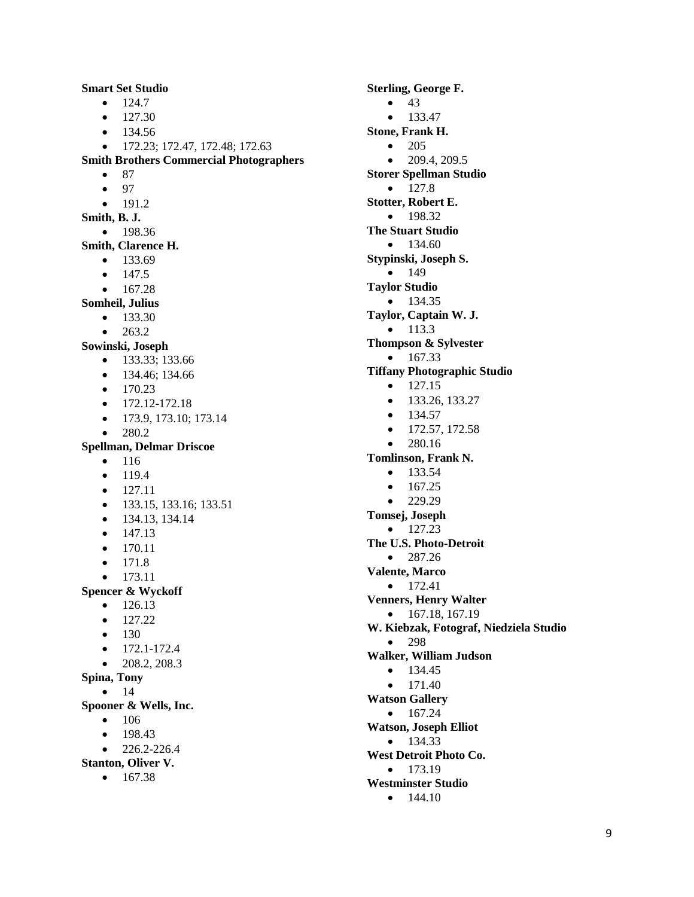**Smart Set Studio**

- 124.7
- 127.30
- 134.56
- 172.23; 172.47, 172.48; 172.63

**Smith Brothers Commercial Photographers**

- 87
- 97
- 191.2

**Smith, B. J.**

- 198.36

**Smith, Clarence H.**

- 133.69
- 147.5
- 167.28

**Somheil, Julius**

- 133.30
- 263.2

**Sowinski, Joseph**

- 133.33; 133.66
- 134.46; 134.66
- 170.23
- 172.12-172.18
- 173.9, 173.10; 173.14
- 280.2

**Spellman, Delmar Driscoe**

- 116
- 119.4
- 127.11
- 133.15, 133.16; 133.51
- 134.13, 134.14
- 147.13
- 170.11
- 171.8
- 173.11

**Spencer & Wyckoff**

- 126.13
- 127.22
- 130
- 172.1-172.4
- 208.2, 208.3

**Spina, Tony**

- 14

**Spooner & Wells, Inc.**

- 106
- 198.43
- 226.2-226.4

**Stanton, Oliver V.**

- 167.38

**Sterling, George F.**

- 43
- 133.47

**Stone, Frank H.**

- 205
- 209.4, 209.5

**Storer Spellman Studio**

- 127.8

**Stotter, Robert E.**

- 198.32

**The Stuart Studio**

- 134.60

**Stypinski, Joseph S.**

- 149

**Taylor Studio**

- 134.35

**Taylor, Captain W. J.**

- 113.3

**Thompson & Sylvester**

- 167.33

**Tiffany Photographic Studio**

- 127.15
- 133.26, 133.27
- 134.57
- 172.57, 172.58
- 280.16

**Tomlinson, Frank N.**

- 133.54
- 167.25
- 229.29

**Tomsej, Joseph**

- 127.23

**The U.S. Photo-Detroit**

- 287.26

**Valente, Marco**

- 172.41

**Venners, Henry Walter**

- 167.18, 167.19

**W. Kiebzak, Fotograf, Niedziela Studio**

- 298

**Walker, William Judson**

- 134.45
- 171.40

**Watson Gallery**

- 167.24

**Watson, Joseph Elliot**

- 134.33

**West Detroit Photo Co.**

- 173.19

**Westminster Studio**

- 144.10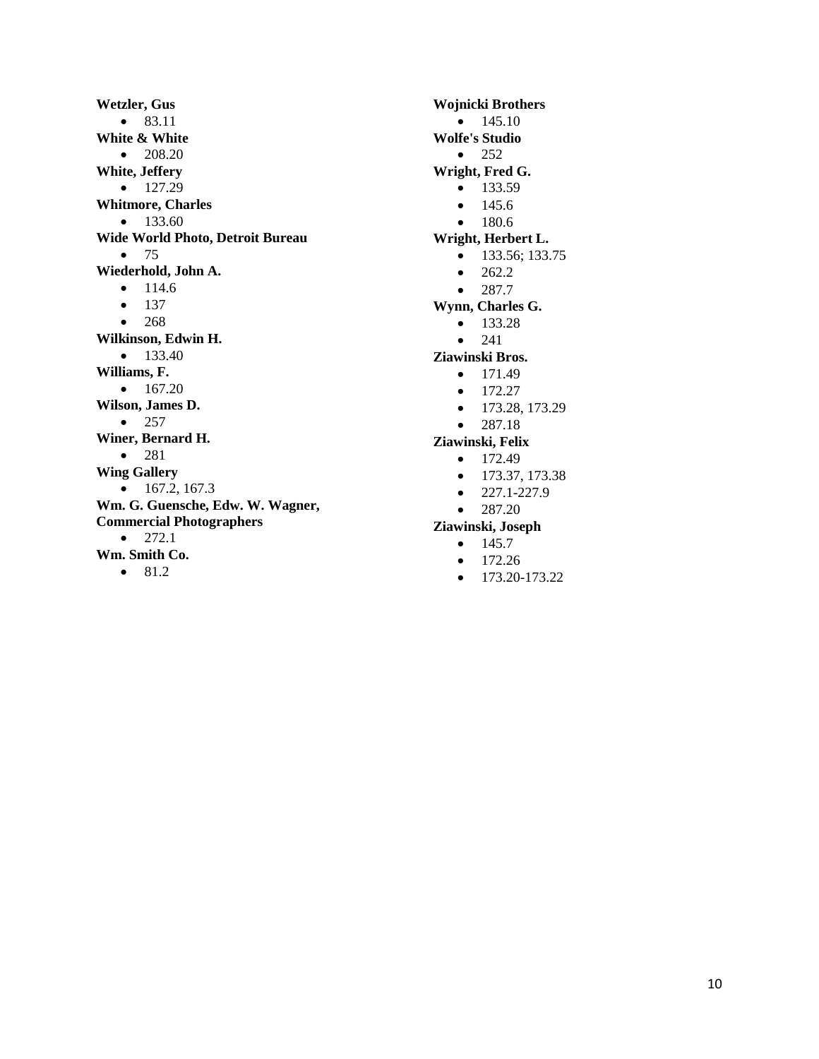**Wetzler, Gus**

- 83.11

**White & White**

- 208.20

**White, Jeffery**

- 127.29

**Whitmore, Charles**

- 133.60

**Wide World Photo, Detroit Bureau**

- 75

**Wiederhold, John A.**

- 114.6
- 137
- 268

**Wilkinson, Edwin H.**

- 133.40

**Williams, F.**

- 167.20

**Wilson, James D.**

- 257

**Winer, Bernard H.**

- 281

**Wing Gallery**

- 167.2, 167.3

**Wm. G. Guensche, Edw. W. Wagner, Commercial Photographers**

- 272.1

**Wm. Smith Co.**

- 81.2

**Wojnicki Brothers**

- 145.10

**Wolfe's Studio**

- 252

**Wright, Fred G.**

- 133.59
- 145.6
- 180.6

**Wright, Herbert L.**

- 133.56; 133.75
- 262.2
- 287.7

**Wynn, Charles G.**

- 133.28
- 241

**Ziawinski Bros.**

- 171.49
- 172.27
- 173.28, 173.29
- 287.18

**Ziawinski, Felix**

- 172.49
- 173.37, 173.38
- 227.1-227.9
- 287.20

**Ziawinski, Joseph**

- 145.7
- 172.26
- 173.20-173.22